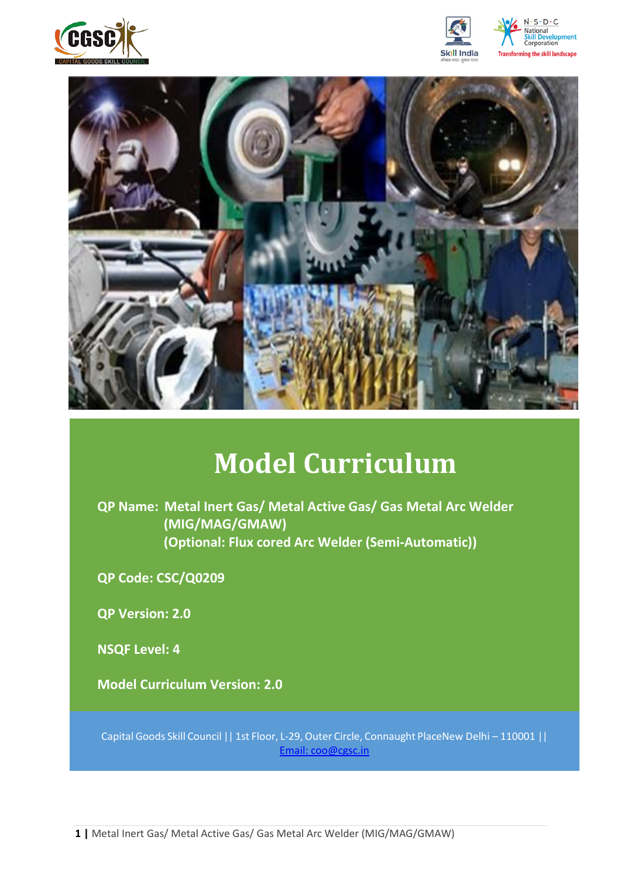# Model Curriculum

**QP Name: Metal Inert Gas/ Metal Active Gas/ Gas Metal Arc Welder (MIG/MAG/GMAW) (Optional: Flux cored Arc Welder (Semi-Automatic))**

**QP Code: CSC/Q0209**

**QP Version: 2.0**

**NSQF Level: 4**

**Model Curriculum Version: 2.0**

Capital Goods Skill Council || 1st Floor, L-29, Outer Circle, Connaught PlaceNew Delhi – 110001 || Email: coo@cgsc.in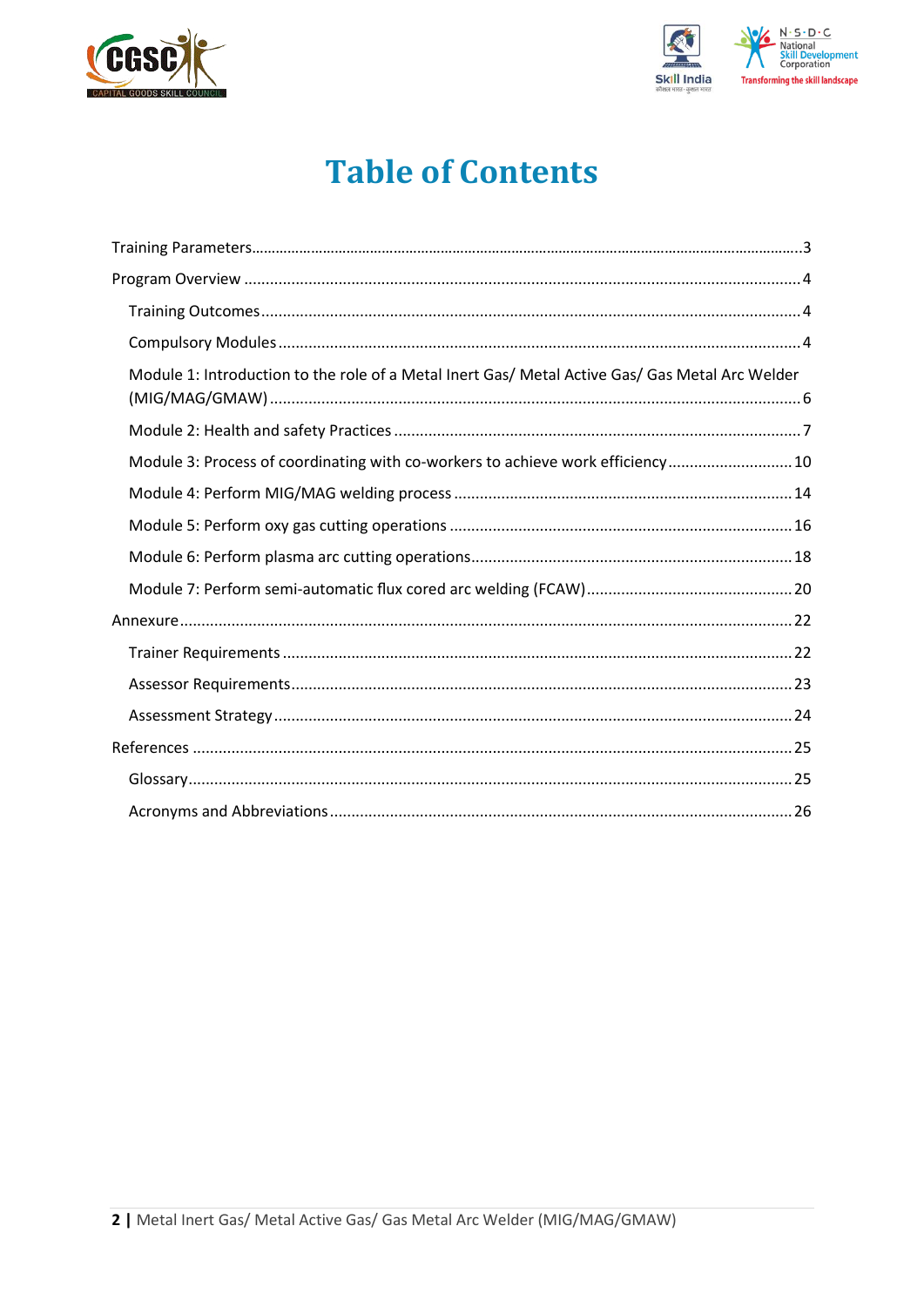# Table of Contents

- Training Parameters ... 3
- Program Overview ... 4
  - Training Outcomes ... 4
  - Compulsory Modules ... 4
  - Module 1: Introduction to the role of a Metal Inert Gas/ Metal Active Gas/ Gas Metal Arc Welder (MIG/MAG/GMAW) ... 6
  - Module 2: Health and safety Practices ... 7
  - Module 3: Process of coordinating with co-workers to achieve work efficiency ... 10
  - Module 4: Perform MIG/MAG welding process ... 14
  - Module 5: Perform oxy gas cutting operations ... 16
  - Module 6: Perform plasma arc cutting operations ... 18
  - Module 7: Perform semi-automatic flux cored arc welding (FCAW) ... 20
- Annexure ... 22
  - Trainer Requirements ... 22
  - Assessor Requirements ... 23
  - Assessment Strategy ... 24
- References ... 25
  - Glossary ... 25
  - Acronyms and Abbreviations ... 26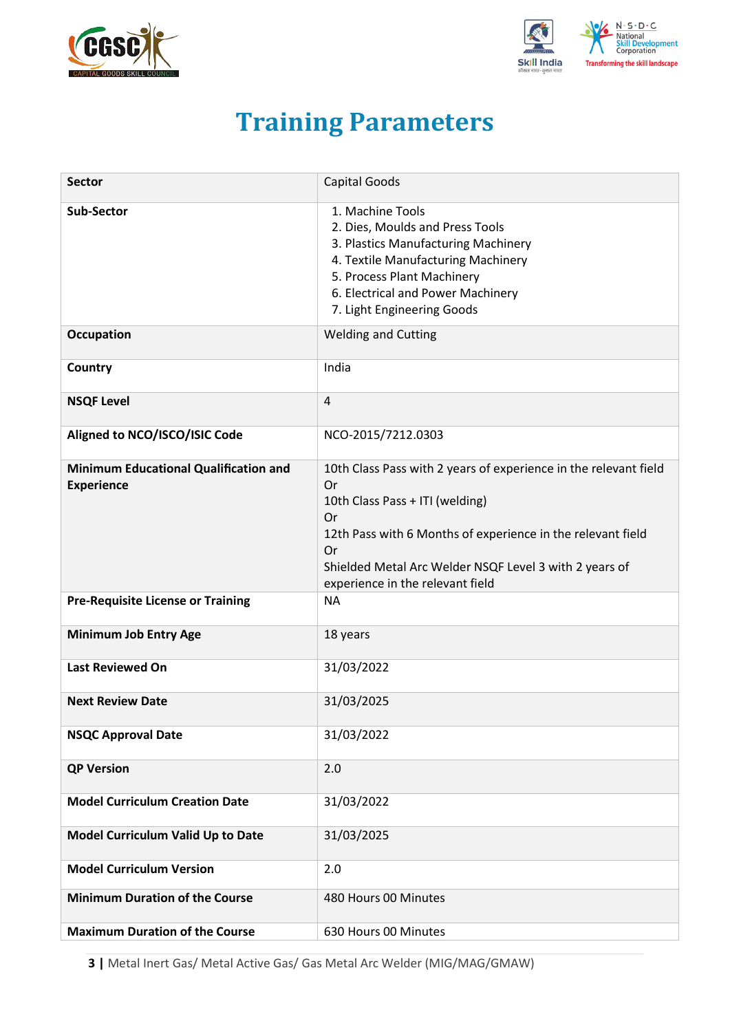# Training Parameters

| Sector | Capital Goods |
|---|---|
| Sub-Sector | 1. Machine Tools<br>2. Dies, Moulds and Press Tools<br>3. Plastics Manufacturing Machinery<br>4. Textile Manufacturing Machinery<br>5. Process Plant Machinery<br>6. Electrical and Power Machinery<br>7. Light Engineering Goods |
| Occupation | Welding and Cutting |
| Country | India |
| NSQF Level | 4 |
| Aligned to NCO/ISCO/ISIC Code | NCO-2015/7212.0303 |
| Minimum Educational Qualification and Experience | 10th Class Pass with 2 years of experience in the relevant field<br>Or<br>10th Class Pass + ITI (welding)<br>Or<br>12th Pass with 6 Months of experience in the relevant field<br>Or<br>Shielded Metal Arc Welder NSQF Level 3 with 2 years of experience in the relevant field |
| Pre-Requisite License or Training | NA |
| Minimum Job Entry Age | 18 years |
| Last Reviewed On | 31/03/2022 |
| Next Review Date | 31/03/2025 |
| NSQC Approval Date | 31/03/2022 |
| QP Version | 2.0 |
| Model Curriculum Creation Date | 31/03/2022 |
| Model Curriculum Valid Up to Date | 31/03/2025 |
| Model Curriculum Version | 2.0 |
| Minimum Duration of the Course | 480 Hours 00 Minutes |
| Maximum Duration of the Course | 630 Hours 00 Minutes |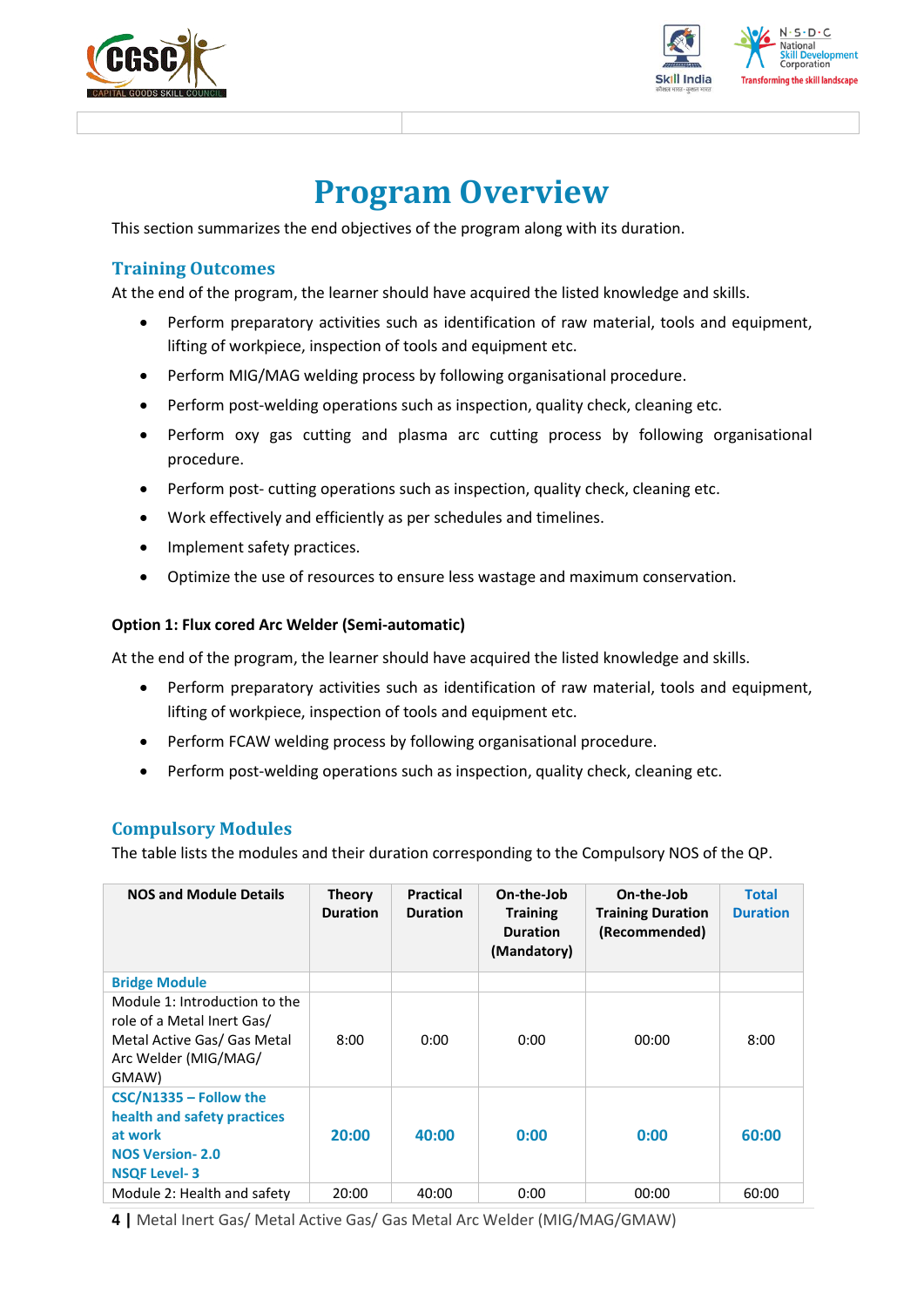# Program Overview

This section summarizes the end objectives of the program along with its duration.

## Training Outcomes

At the end of the program, the learner should have acquired the listed knowledge and skills.

- Perform preparatory activities such as identification of raw material, tools and equipment, lifting of workpiece, inspection of tools and equipment etc.
- Perform MIG/MAG welding process by following organisational procedure.
- Perform post-welding operations such as inspection, quality check, cleaning etc.
- Perform oxy gas cutting and plasma arc cutting process by following organisational procedure.
- Perform post- cutting operations such as inspection, quality check, cleaning etc.
- Work effectively and efficiently as per schedules and timelines.
- Implement safety practices.
- Optimize the use of resources to ensure less wastage and maximum conservation.

**Option 1: Flux cored Arc Welder (Semi-automatic)**

At the end of the program, the learner should have acquired the listed knowledge and skills.

- Perform preparatory activities such as identification of raw material, tools and equipment, lifting of workpiece, inspection of tools and equipment etc.
- Perform FCAW welding process by following organisational procedure.
- Perform post-welding operations such as inspection, quality check, cleaning etc.

## Compulsory Modules

The table lists the modules and their duration corresponding to the Compulsory NOS of the QP.

| NOS and Module Details | Theory Duration | Practical Duration | On-the-Job Training Duration (Mandatory) | On-the-Job Training Duration (Recommended) | Total Duration |
|---|---|---|---|---|---|
| **Bridge Module** | | | | | |
| Module 1: Introduction to the role of a Metal Inert Gas/ Metal Active Gas/ Gas Metal Arc Welder (MIG/MAG/ GMAW) | 8:00 | 0:00 | 0:00 | 00:00 | 8:00 |
| **CSC/N1335 – Follow the health and safety practices at work** <br> **NOS Version- 2.0** <br> **NSQF Level- 3** | **20:00** | **40:00** | **0:00** | **0:00** | **60:00** |
| Module 2: Health and safety | 20:00 | 40:00 | 0:00 | 00:00 | 60:00 |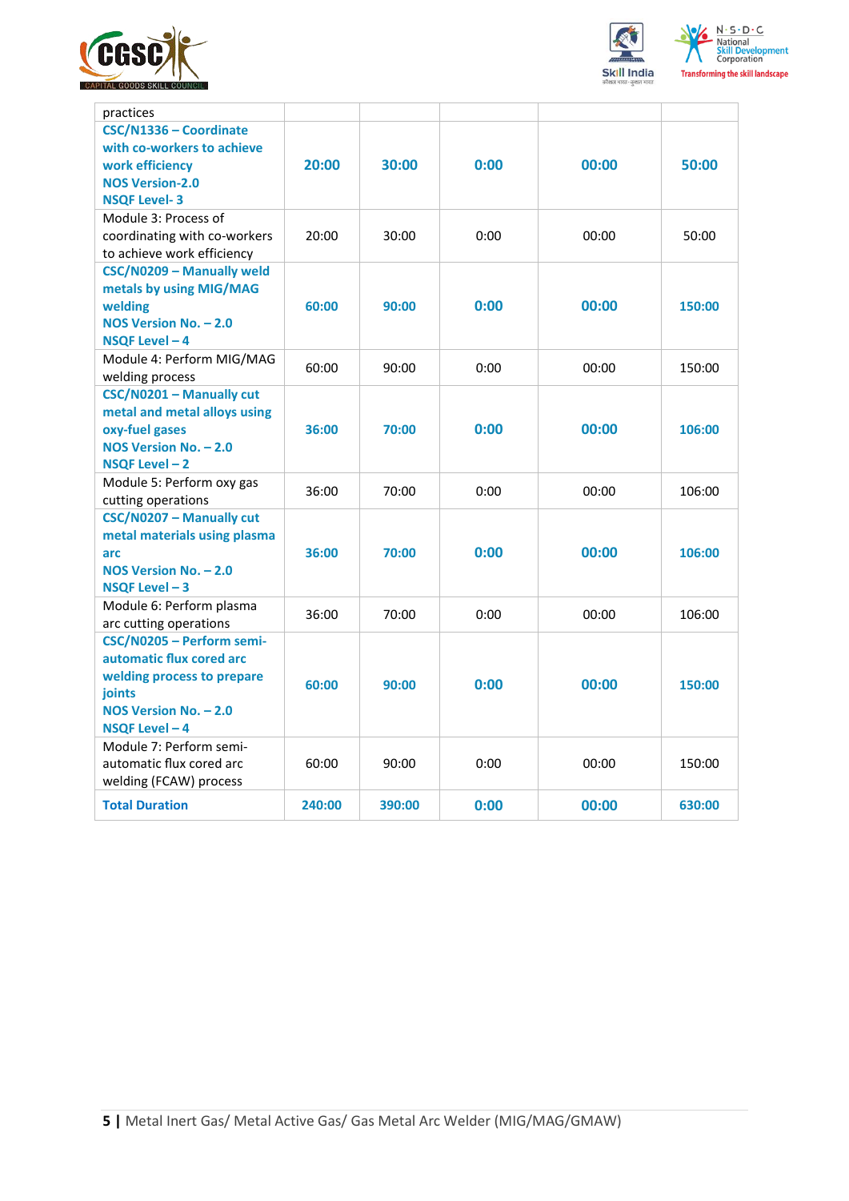| | | | | | |
|---|---|---|---|---|---|
| practices | | | | | |
| **CSC/N1336 – Coordinate with co-workers to achieve work efficiency**<br>**NOS Version-2.0**<br>**NSQF Level- 3** | **20:00** | **30:00** | **0:00** | **00:00** | **50:00** |
| Module 3: Process of coordinating with co-workers to achieve work efficiency | 20:00 | 30:00 | 0:00 | 00:00 | 50:00 |
| **CSC/N0209 – Manually weld metals by using MIG/MAG welding**<br>**NOS Version No. – 2.0**<br>**NSQF Level – 4** | **60:00** | **90:00** | **0:00** | **00:00** | **150:00** |
| Module 4: Perform MIG/MAG welding process | 60:00 | 90:00 | 0:00 | 00:00 | 150:00 |
| **CSC/N0201 – Manually cut metal and metal alloys using oxy-fuel gases**<br>**NOS Version No. – 2.0**<br>**NSQF Level – 2** | **36:00** | **70:00** | **0:00** | **00:00** | **106:00** |
| Module 5: Perform oxy gas cutting operations | 36:00 | 70:00 | 0:00 | 00:00 | 106:00 |
| **CSC/N0207 – Manually cut metal materials using plasma arc**<br>**NOS Version No. – 2.0**<br>**NSQF Level – 3** | **36:00** | **70:00** | **0:00** | **00:00** | **106:00** |
| Module 6: Perform plasma arc cutting operations | 36:00 | 70:00 | 0:00 | 00:00 | 106:00 |
| **CSC/N0205 – Perform semi-automatic flux cored arc welding process to prepare joints**<br>**NOS Version No. – 2.0**<br>**NSQF Level – 4** | **60:00** | **90:00** | **0:00** | **00:00** | **150:00** |
| Module 7: Perform semi-automatic flux cored arc welding (FCAW) process | 60:00 | 90:00 | 0:00 | 00:00 | 150:00 |
| **Total Duration** | **240:00** | **390:00** | **0:00** | **00:00** | **630:00** |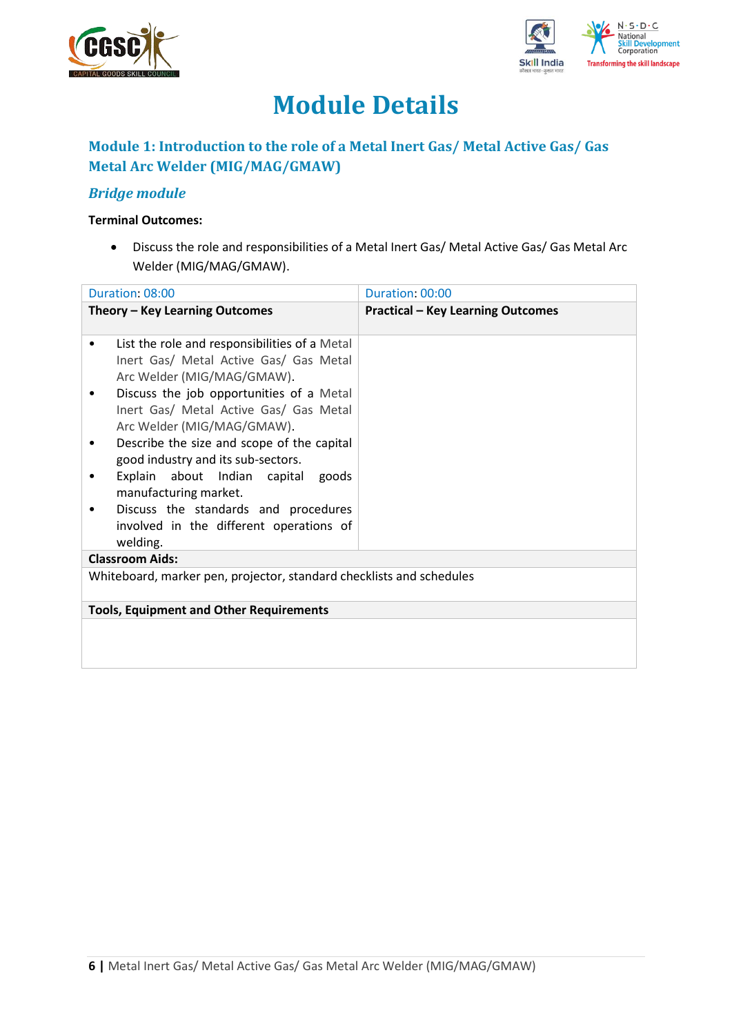# Module Details

## Module 1: Introduction to the role of a Metal Inert Gas/ Metal Active Gas/ Gas Metal Arc Welder (MIG/MAG/GMAW)

### *Bridge module*

**Terminal Outcomes:**

- Discuss the role and responsibilities of a Metal Inert Gas/ Metal Active Gas/ Gas Metal Arc Welder (MIG/MAG/GMAW).

| Duration: 08:00 | Duration: 00:00 |
|---|---|
| **Theory – Key Learning Outcomes** | **Practical – Key Learning Outcomes** |
| • List the role and responsibilities of a Metal Inert Gas/ Metal Active Gas/ Gas Metal Arc Welder (MIG/MAG/GMAW).<br>• Discuss the job opportunities of a Metal Inert Gas/ Metal Active Gas/ Gas Metal Arc Welder (MIG/MAG/GMAW).<br>• Describe the size and scope of the capital good industry and its sub-sectors.<br>• Explain about Indian capital goods manufacturing market.<br>• Discuss the standards and procedures involved in the different operations of welding. | |
| **Classroom Aids:** | |
| Whiteboard, marker pen, projector, standard checklists and schedules | |
| **Tools, Equipment and Other Requirements** | |
| | |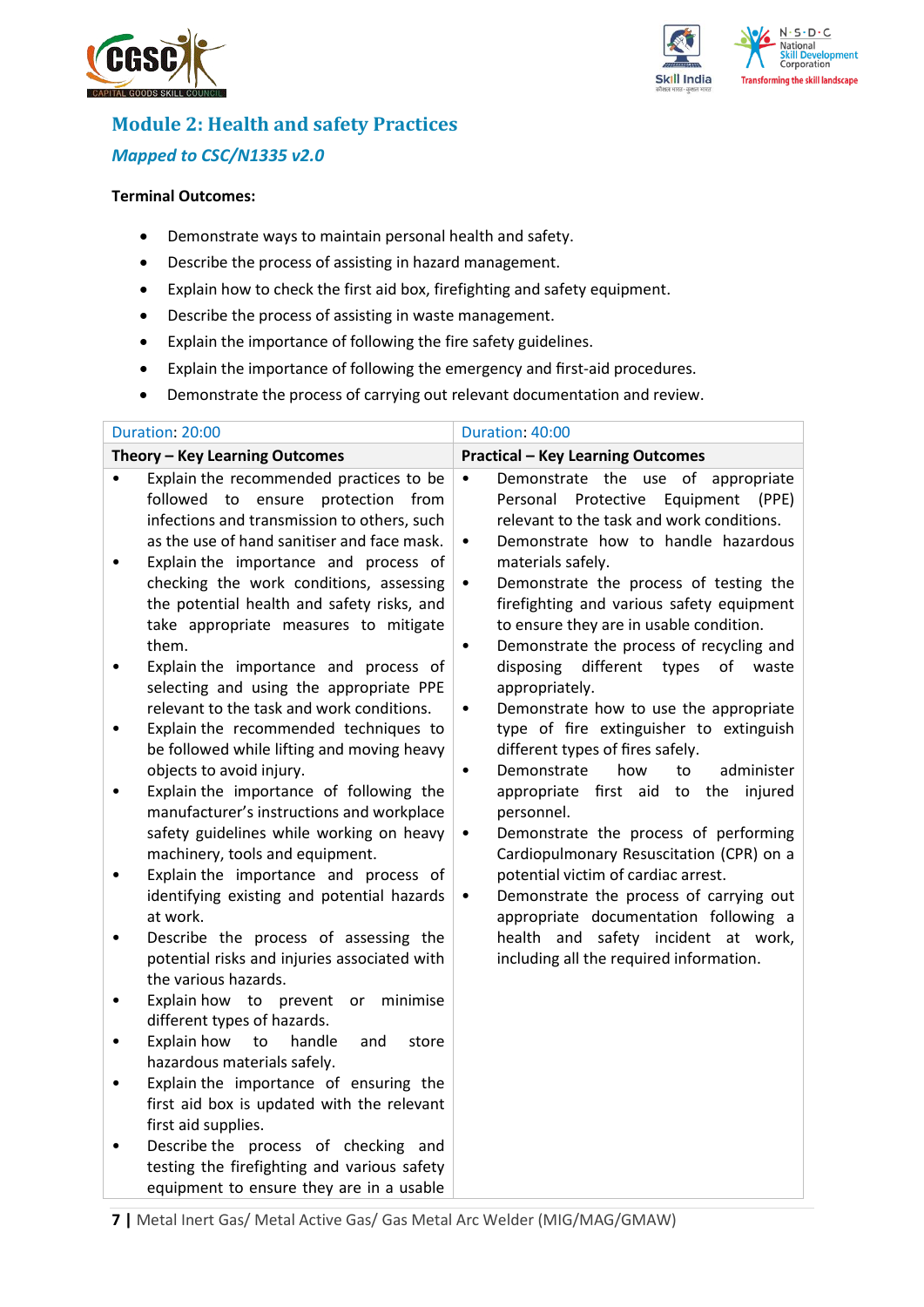## Module 2: Health and safety Practices

### *Mapped to CSC/N1335 v2.0*

**Terminal Outcomes:**

- Demonstrate ways to maintain personal health and safety.
- Describe the process of assisting in hazard management.
- Explain how to check the first aid box, firefighting and safety equipment.
- Describe the process of assisting in waste management.
- Explain the importance of following the fire safety guidelines.
- Explain the importance of following the emergency and first-aid procedures.
- Demonstrate the process of carrying out relevant documentation and review.

| Duration: 20:00 | Duration: 40:00 |
|---|---|
| **Theory – Key Learning Outcomes** | **Practical – Key Learning Outcomes** |
| • Explain the recommended practices to be followed to ensure protection from infections and transmission to others, such as the use of hand sanitiser and face mask.<br>• Explain the importance and process of checking the work conditions, assessing the potential health and safety risks, and take appropriate measures to mitigate them.<br>• Explain the importance and process of selecting and using the appropriate PPE relevant to the task and work conditions.<br>• Explain the recommended techniques to be followed while lifting and moving heavy objects to avoid injury.<br>• Explain the importance of following the manufacturer's instructions and workplace safety guidelines while working on heavy machinery, tools and equipment.<br>• Explain the importance and process of identifying existing and potential hazards at work.<br>• Describe the process of assessing the potential risks and injuries associated with the various hazards.<br>• Explain how to prevent or minimise different types of hazards.<br>• Explain how to handle and store hazardous materials safely.<br>• Explain the importance of ensuring the first aid box is updated with the relevant first aid supplies.<br>• Describe the process of checking and testing the firefighting and various safety equipment to ensure they are in a usable | • Demonstrate the use of appropriate Personal Protective Equipment (PPE) relevant to the task and work conditions.<br>• Demonstrate how to handle hazardous materials safely.<br>• Demonstrate the process of testing the firefighting and various safety equipment to ensure they are in usable condition.<br>• Demonstrate the process of recycling and disposing different types of waste appropriately.<br>• Demonstrate how to use the appropriate type of fire extinguisher to extinguish different types of fires safely.<br>• Demonstrate how to administer appropriate first aid to the injured personnel.<br>• Demonstrate the process of performing Cardiopulmonary Resuscitation (CPR) on a potential victim of cardiac arrest.<br>• Demonstrate the process of carrying out appropriate documentation following a health and safety incident at work, including all the required information. |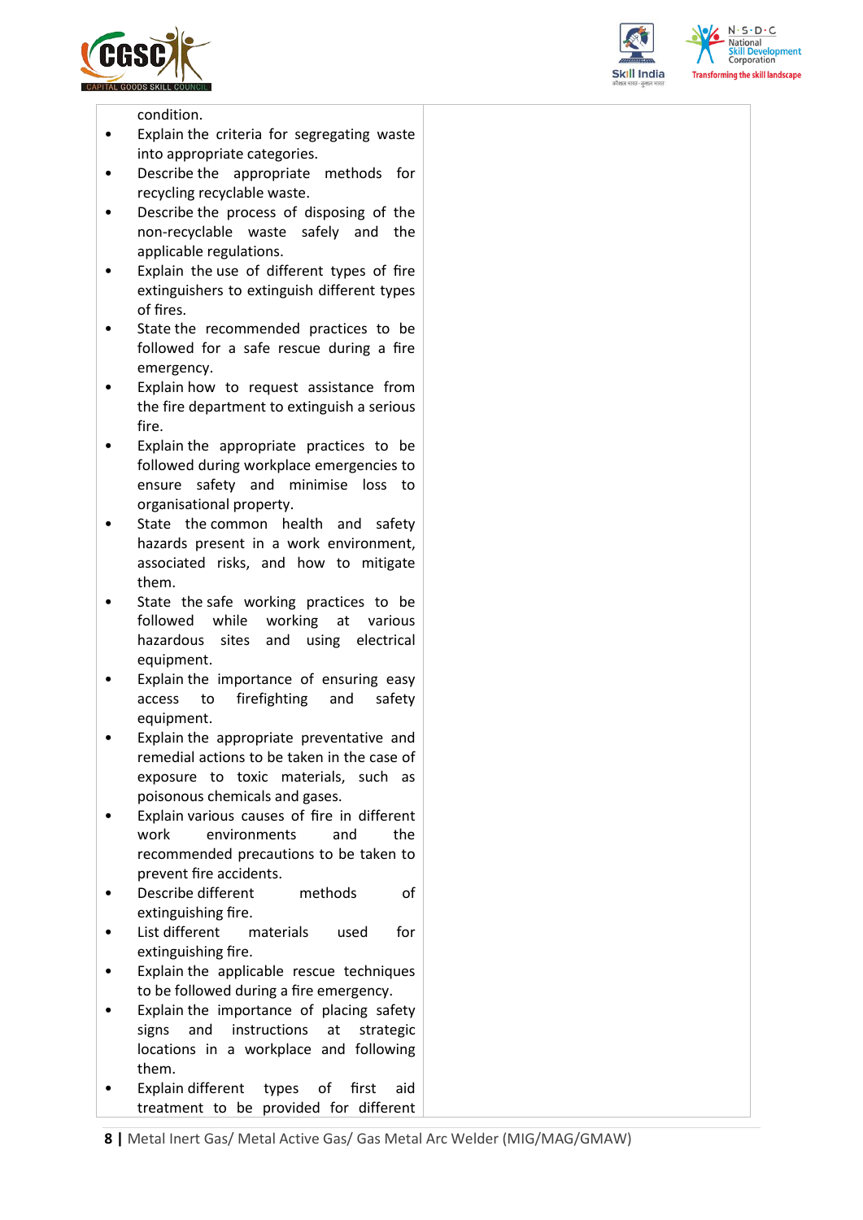| | |
|---|---|
| condition.<br>• Explain the criteria for segregating waste into appropriate categories.<br>• Describe the appropriate methods for recycling recyclable waste.<br>• Describe the process of disposing of the non-recyclable waste safely and the applicable regulations.<br>• Explain the use of different types of fire extinguishers to extinguish different types of fires.<br>• State the recommended practices to be followed for a safe rescue during a fire emergency.<br>• Explain how to request assistance from the fire department to extinguish a serious fire.<br>• Explain the appropriate practices to be followed during workplace emergencies to ensure safety and minimise loss to organisational property.<br>• State the common health and safety hazards present in a work environment, associated risks, and how to mitigate them.<br>• State the safe working practices to be followed while working at various hazardous sites and using electrical equipment.<br>• Explain the importance of ensuring easy access to firefighting and safety equipment.<br>• Explain the appropriate preventative and remedial actions to be taken in the case of exposure to toxic materials, such as poisonous chemicals and gases.<br>• Explain various causes of fire in different work environments and the recommended precautions to be taken to prevent fire accidents.<br>• Describe different methods of extinguishing fire.<br>• List different materials used for extinguishing fire.<br>• Explain the applicable rescue techniques to be followed during a fire emergency.<br>• Explain the importance of placing safety signs and instructions at strategic locations in a workplace and following them.<br>• Explain different types of first aid treatment to be provided for different | |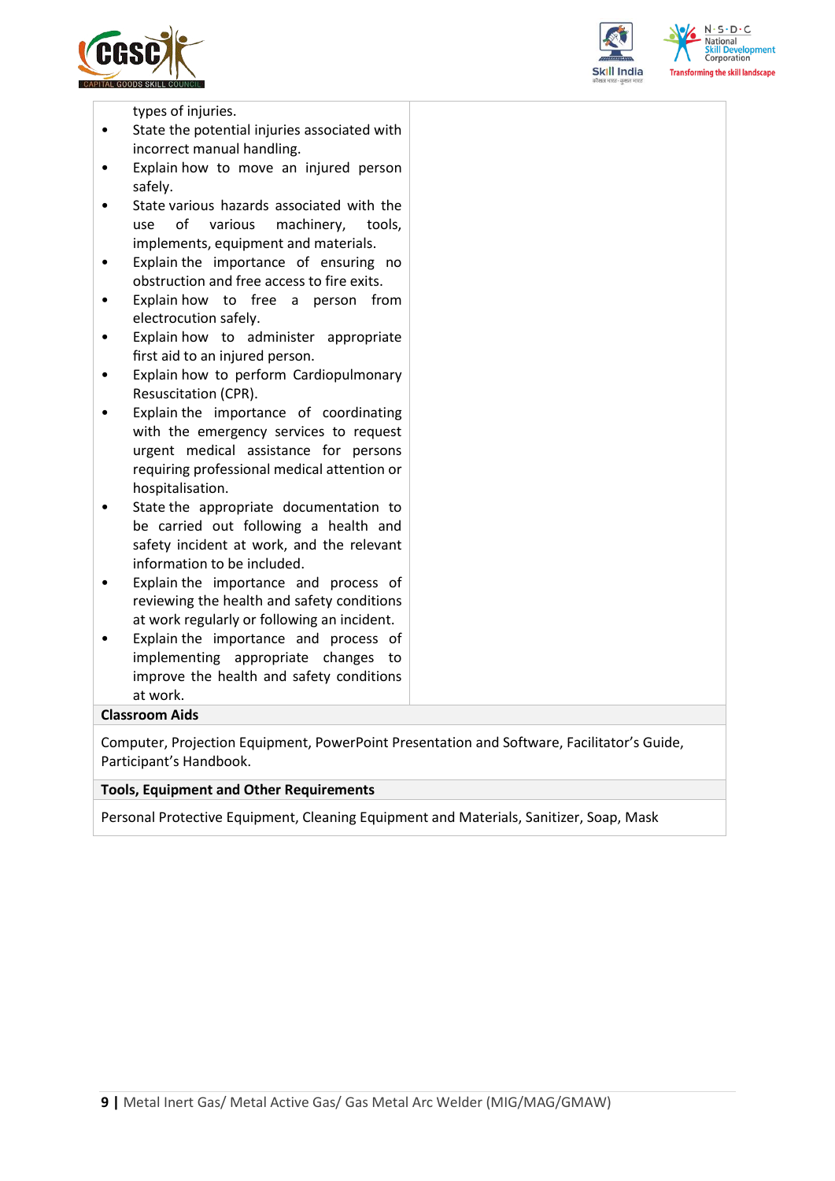| | |
|---|---|
| types of injuries.<br>• State the potential injuries associated with incorrect manual handling.<br>• Explain how to move an injured person safely.<br>• State various hazards associated with the use of various machinery, tools, implements, equipment and materials.<br>• Explain the importance of ensuring no obstruction and free access to fire exits.<br>• Explain how to free a person from electrocution safely.<br>• Explain how to administer appropriate first aid to an injured person.<br>• Explain how to perform Cardiopulmonary Resuscitation (CPR).<br>• Explain the importance of coordinating with the emergency services to request urgent medical assistance for persons requiring professional medical attention or hospitalisation.<br>• State the appropriate documentation to be carried out following a health and safety incident at work, and the relevant information to be included.<br>• Explain the importance and process of reviewing the health and safety conditions at work regularly or following an incident.<br>• Explain the importance and process of implementing appropriate changes to improve the health and safety conditions at work. | |

**Classroom Aids**

Computer, Projection Equipment, PowerPoint Presentation and Software, Facilitator's Guide, Participant's Handbook.

**Tools, Equipment and Other Requirements**

Personal Protective Equipment, Cleaning Equipment and Materials, Sanitizer, Soap, Mask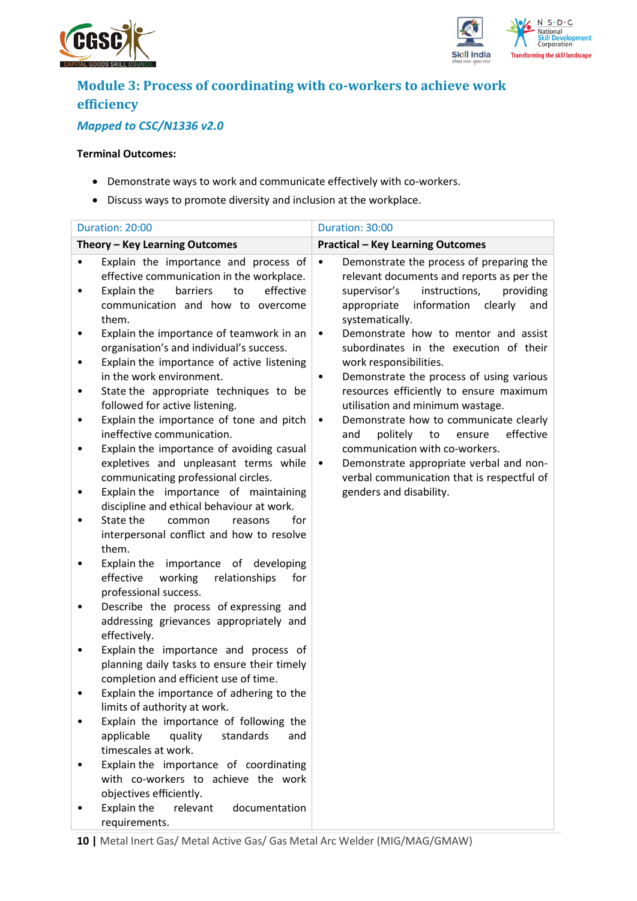## Module 3: Process of coordinating with co-workers to achieve work efficiency

### *Mapped to CSC/N1336 v2.0*

**Terminal Outcomes:**

- Demonstrate ways to work and communicate effectively with co-workers.
- Discuss ways to promote diversity and inclusion at the workplace.

| Duration: 20:00 | Duration: 30:00 |
|---|---|
| **Theory – Key Learning Outcomes** | **Practical – Key Learning Outcomes** |
| • Explain the importance and process of effective communication in the workplace.<br>• Explain the barriers to effective communication and how to overcome them.<br>• Explain the importance of teamwork in an organisation's and individual's success.<br>• Explain the importance of active listening in the work environment.<br>• State the appropriate techniques to be followed for active listening.<br>• Explain the importance of tone and pitch ineffective communication.<br>• Explain the importance of avoiding casual expletives and unpleasant terms while communicating professional circles.<br>• Explain the importance of maintaining discipline and ethical behaviour at work.<br>• State the common reasons for interpersonal conflict and how to resolve them.<br>• Explain the importance of developing effective working relationships for professional success.<br>• Describe the process of expressing and addressing grievances appropriately and effectively.<br>• Explain the importance and process of planning daily tasks to ensure their timely completion and efficient use of time.<br>• Explain the importance of adhering to the limits of authority at work.<br>• Explain the importance of following the applicable quality standards and timescales at work.<br>• Explain the importance of coordinating with co-workers to achieve the work objectives efficiently.<br>• Explain the relevant documentation requirements. | • Demonstrate the process of preparing the relevant documents and reports as per the supervisor's instructions, providing appropriate information clearly and systematically.<br>• Demonstrate how to mentor and assist subordinates in the execution of their work responsibilities.<br>• Demonstrate the process of using various resources efficiently to ensure maximum utilisation and minimum wastage.<br>• Demonstrate how to communicate clearly and politely to ensure effective communication with co-workers.<br>• Demonstrate appropriate verbal and non-verbal communication that is respectful of genders and disability. |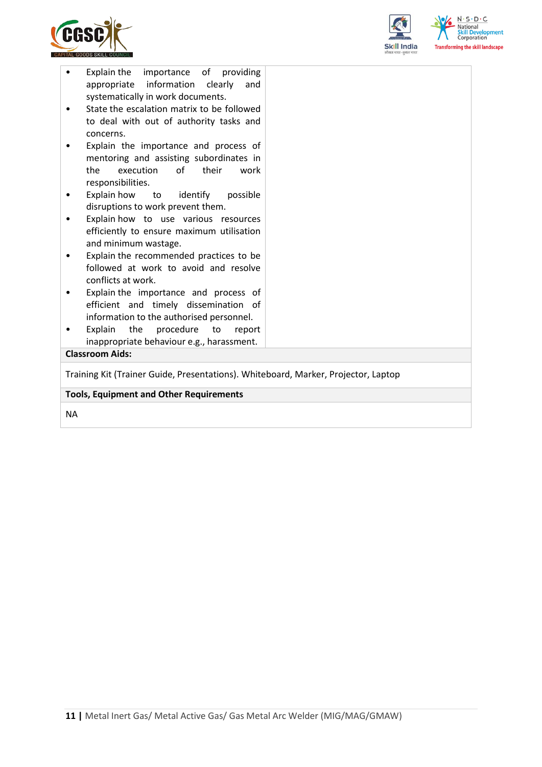| | |
|---|---|
| • Explain the importance of providing appropriate information clearly and systematically in work documents.<br>• State the escalation matrix to be followed to deal with out of authority tasks and concerns.<br>• Explain the importance and process of mentoring and assisting subordinates in the execution of their work responsibilities.<br>• Explain how to identify possible disruptions to work prevent them.<br>• Explain how to use various resources efficiently to ensure maximum utilisation and minimum wastage.<br>• Explain the recommended practices to be followed at work to avoid and resolve conflicts at work.<br>• Explain the importance and process of efficient and timely dissemination of information to the authorised personnel.<br>• Explain the procedure to report inappropriate behaviour e.g., harassment. | |

**Classroom Aids:**

Training Kit (Trainer Guide, Presentations). Whiteboard, Marker, Projector, Laptop

**Tools, Equipment and Other Requirements**

NA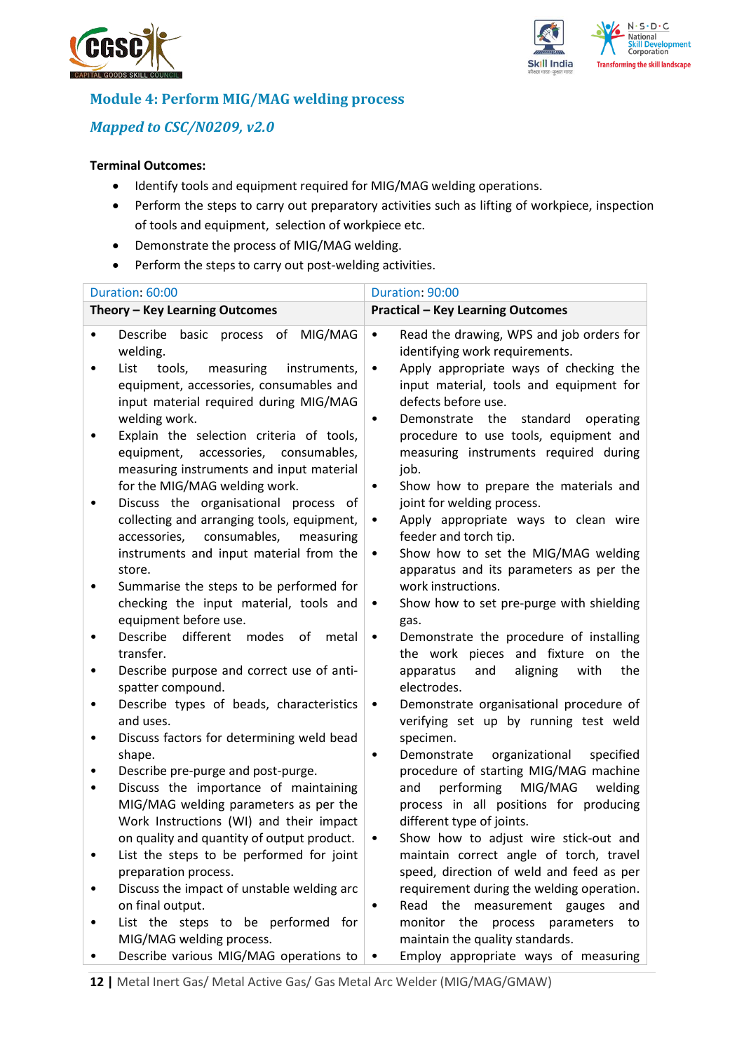## Module 4: Perform MIG/MAG welding process

### *Mapped to CSC/N0209, v2.0*

**Terminal Outcomes:**

- Identify tools and equipment required for MIG/MAG welding operations.
- Perform the steps to carry out preparatory activities such as lifting of workpiece, inspection of tools and equipment, selection of workpiece etc.
- Demonstrate the process of MIG/MAG welding.
- Perform the steps to carry out post-welding activities.

| Duration: 60:00 | Duration: 90:00 |
|---|---|
| **Theory – Key Learning Outcomes** | **Practical – Key Learning Outcomes** |
| • Describe basic process of MIG/MAG welding.<br>• List tools, measuring instruments, equipment, accessories, consumables and input material required during MIG/MAG welding work.<br>• Explain the selection criteria of tools, equipment, accessories, consumables, measuring instruments and input material for the MIG/MAG welding work.<br>• Discuss the organisational process of collecting and arranging tools, equipment, accessories, consumables, measuring instruments and input material from the store.<br>• Summarise the steps to be performed for checking the input material, tools and equipment before use.<br>• Describe different modes of metal transfer.<br>• Describe purpose and correct use of anti-spatter compound.<br>• Describe types of beads, characteristics and uses.<br>• Discuss factors for determining weld bead shape.<br>• Describe pre-purge and post-purge.<br>• Discuss the importance of maintaining MIG/MAG welding parameters as per the Work Instructions (WI) and their impact on quality and quantity of output product.<br>• List the steps to be performed for joint preparation process.<br>• Discuss the impact of unstable welding arc on final output.<br>• List the steps to be performed for MIG/MAG welding process.<br>• Describe various MIG/MAG operations to | • Read the drawing, WPS and job orders for identifying work requirements.<br>• Apply appropriate ways of checking the input material, tools and equipment for defects before use.<br>• Demonstrate the standard operating procedure to use tools, equipment and measuring instruments required during job.<br>• Show how to prepare the materials and joint for welding process.<br>• Apply appropriate ways to clean wire feeder and torch tip.<br>• Show how to set the MIG/MAG welding apparatus and its parameters as per the work instructions.<br>• Show how to set pre-purge with shielding gas.<br>• Demonstrate the procedure of installing the work pieces and fixture on the apparatus and aligning with the electrodes.<br>• Demonstrate organisational procedure of verifying set up by running test weld specimen.<br>• Demonstrate organizational specified procedure of starting MIG/MAG machine and performing MIG/MAG welding process in all positions for producing different type of joints.<br>• Show how to adjust wire stick-out and maintain correct angle of torch, travel speed, direction of weld and feed as per requirement during the welding operation.<br>• Read the measurement gauges and monitor the process parameters to maintain the quality standards.<br>• Employ appropriate ways of measuring |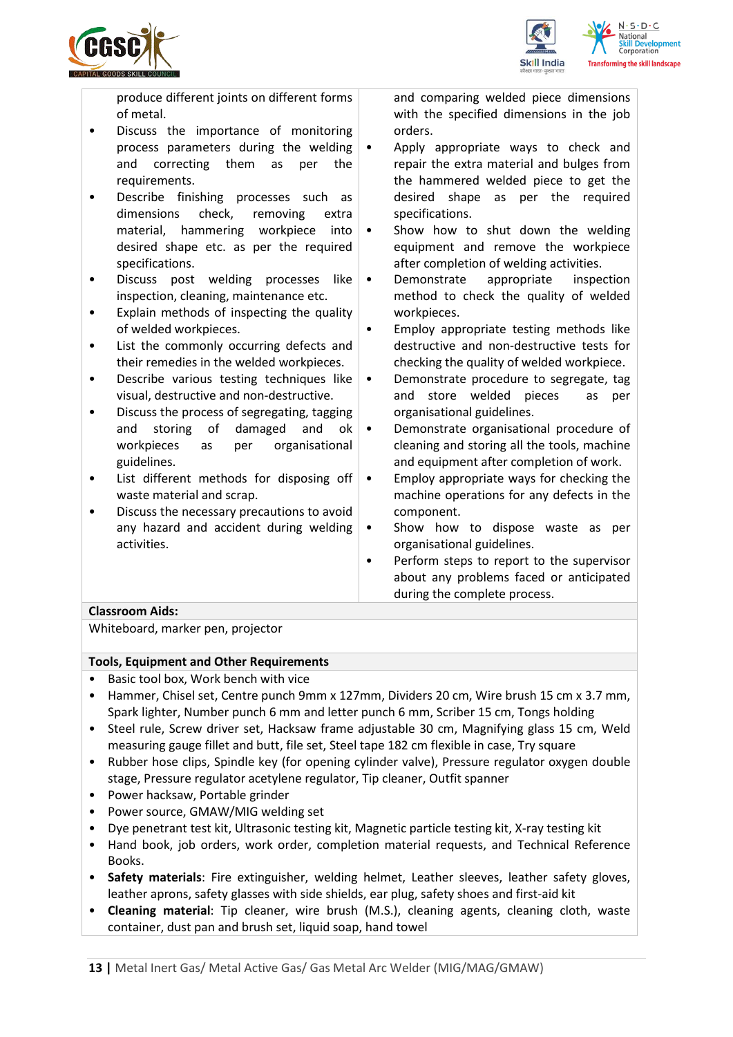| | |
|---|---|
| produce different joints on different forms of metal.<br>• Discuss the importance of monitoring process parameters during the welding and correcting them as per the requirements.<br>• Describe finishing processes such as dimensions check, removing extra material, hammering workpiece into desired shape etc. as per the required specifications.<br>• Discuss post welding processes like inspection, cleaning, maintenance etc.<br>• Explain methods of inspecting the quality of welded workpieces.<br>• List the commonly occurring defects and their remedies in the welded workpieces.<br>• Describe various testing techniques like visual, destructive and non-destructive.<br>• Discuss the process of segregating, tagging and storing of damaged and ok workpieces as per organisational guidelines.<br>• List different methods for disposing off waste material and scrap.<br>• Discuss the necessary precautions to avoid any hazard and accident during welding activities. | and comparing welded piece dimensions with the specified dimensions in the job orders.<br>• Apply appropriate ways to check and repair the extra material and bulges from the hammered welded piece to get the desired shape as per the required specifications.<br>• Show how to shut down the welding equipment and remove the workpiece after completion of welding activities.<br>• Demonstrate appropriate inspection method to check the quality of welded workpieces.<br>• Employ appropriate testing methods like destructive and non-destructive tests for checking the quality of welded workpiece.<br>• Demonstrate procedure to segregate, tag and store welded pieces as per organisational guidelines.<br>• Demonstrate organisational procedure of cleaning and storing all the tools, machine and equipment after completion of work.<br>• Employ appropriate ways for checking the machine operations for any defects in the component.<br>• Show how to dispose waste as per organisational guidelines.<br>• Perform steps to report to the supervisor about any problems faced or anticipated during the complete process. |

**Classroom Aids:**

Whiteboard, marker pen, projector

**Tools, Equipment and Other Requirements**

- Basic tool box, Work bench with vice
- Hammer, Chisel set, Centre punch 9mm x 127mm, Dividers 20 cm, Wire brush 15 cm x 3.7 mm, Spark lighter, Number punch 6 mm and letter punch 6 mm, Scriber 15 cm, Tongs holding
- Steel rule, Screw driver set, Hacksaw frame adjustable 30 cm, Magnifying glass 15 cm, Weld measuring gauge fillet and butt, file set, Steel tape 182 cm flexible in case, Try square
- Rubber hose clips, Spindle key (for opening cylinder valve), Pressure regulator oxygen double stage, Pressure regulator acetylene regulator, Tip cleaner, Outfit spanner
- Power hacksaw, Portable grinder
- Power source, GMAW/MIG welding set
- Dye penetrant test kit, Ultrasonic testing kit, Magnetic particle testing kit, X-ray testing kit
- Hand book, job orders, work order, completion material requests, and Technical Reference Books.
- **Safety materials**: Fire extinguisher, welding helmet, Leather sleeves, leather safety gloves, leather aprons, safety glasses with side shields, ear plug, safety shoes and first-aid kit
- **Cleaning material**: Tip cleaner, wire brush (M.S.), cleaning agents, cleaning cloth, waste container, dust pan and brush set, liquid soap, hand towel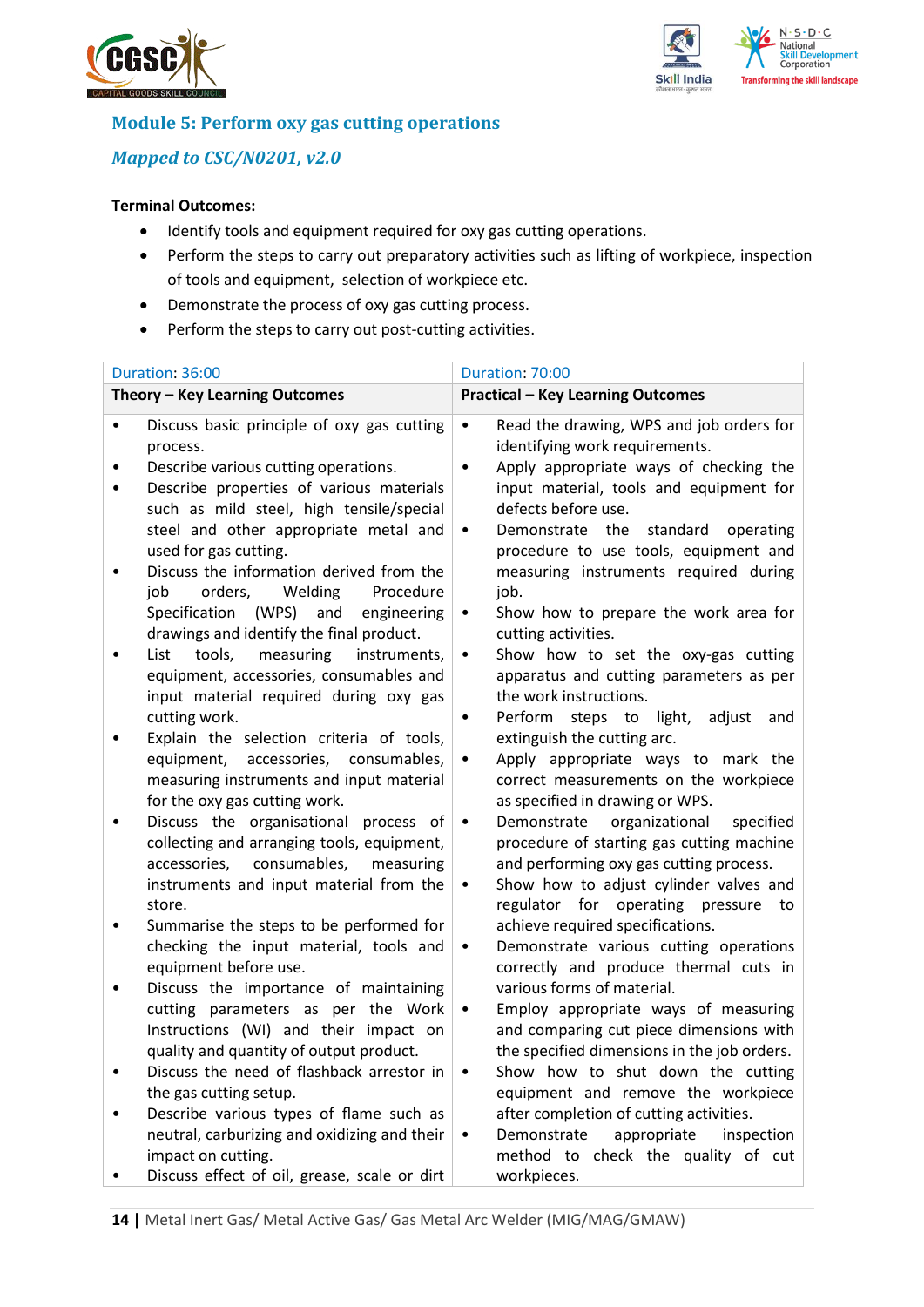### Module 5: Perform oxy gas cutting operations

*Mapped to CSC/N0201, v2.0*

**Terminal Outcomes:**

- Identify tools and equipment required for oxy gas cutting operations.
- Perform the steps to carry out preparatory activities such as lifting of workpiece, inspection of tools and equipment, selection of workpiece etc.
- Demonstrate the process of oxy gas cutting process.
- Perform the steps to carry out post-cutting activities.

| Duration: 36:00 | Duration: 70:00 |
|---|---|
| **Theory – Key Learning Outcomes** | **Practical – Key Learning Outcomes** |
| • Discuss basic principle of oxy gas cutting process.<br>• Describe various cutting operations.<br>• Describe properties of various materials such as mild steel, high tensile/special steel and other appropriate metal and used for gas cutting.<br>• Discuss the information derived from the job orders, Welding Procedure Specification (WPS) and engineering drawings and identify the final product.<br>• List tools, measuring instruments, equipment, accessories, consumables and input material required during oxy gas cutting work.<br>• Explain the selection criteria of tools, equipment, accessories, consumables, measuring instruments and input material for the oxy gas cutting work.<br>• Discuss the organisational process of collecting and arranging tools, equipment, accessories, consumables, measuring instruments and input material from the store.<br>• Summarise the steps to be performed for checking the input material, tools and equipment before use.<br>• Discuss the importance of maintaining cutting parameters as per the Work Instructions (WI) and their impact on quality and quantity of output product.<br>• Discuss the need of flashback arrestor in the gas cutting setup.<br>• Describe various types of flame such as neutral, carburizing and oxidizing and their impact on cutting.<br>• Discuss effect of oil, grease, scale or dirt | • Read the drawing, WPS and job orders for identifying work requirements.<br>• Apply appropriate ways of checking the input material, tools and equipment for defects before use.<br>• Demonstrate the standard operating procedure to use tools, equipment and measuring instruments required during job.<br>• Show how to prepare the work area for cutting activities.<br>• Show how to set the oxy-gas cutting apparatus and cutting parameters as per the work instructions.<br>• Perform steps to light, adjust and extinguish the cutting arc.<br>• Apply appropriate ways to mark the correct measurements on the workpiece as specified in drawing or WPS.<br>• Demonstrate organizational specified procedure of starting gas cutting machine and performing oxy gas cutting process.<br>• Show how to adjust cylinder valves and regulator for operating pressure to achieve required specifications.<br>• Demonstrate various cutting operations correctly and produce thermal cuts in various forms of material.<br>• Employ appropriate ways of measuring and comparing cut piece dimensions with the specified dimensions in the job orders.<br>• Show how to shut down the cutting equipment and remove the workpiece after completion of cutting activities.<br>• Demonstrate appropriate inspection method to check the quality of cut workpieces. |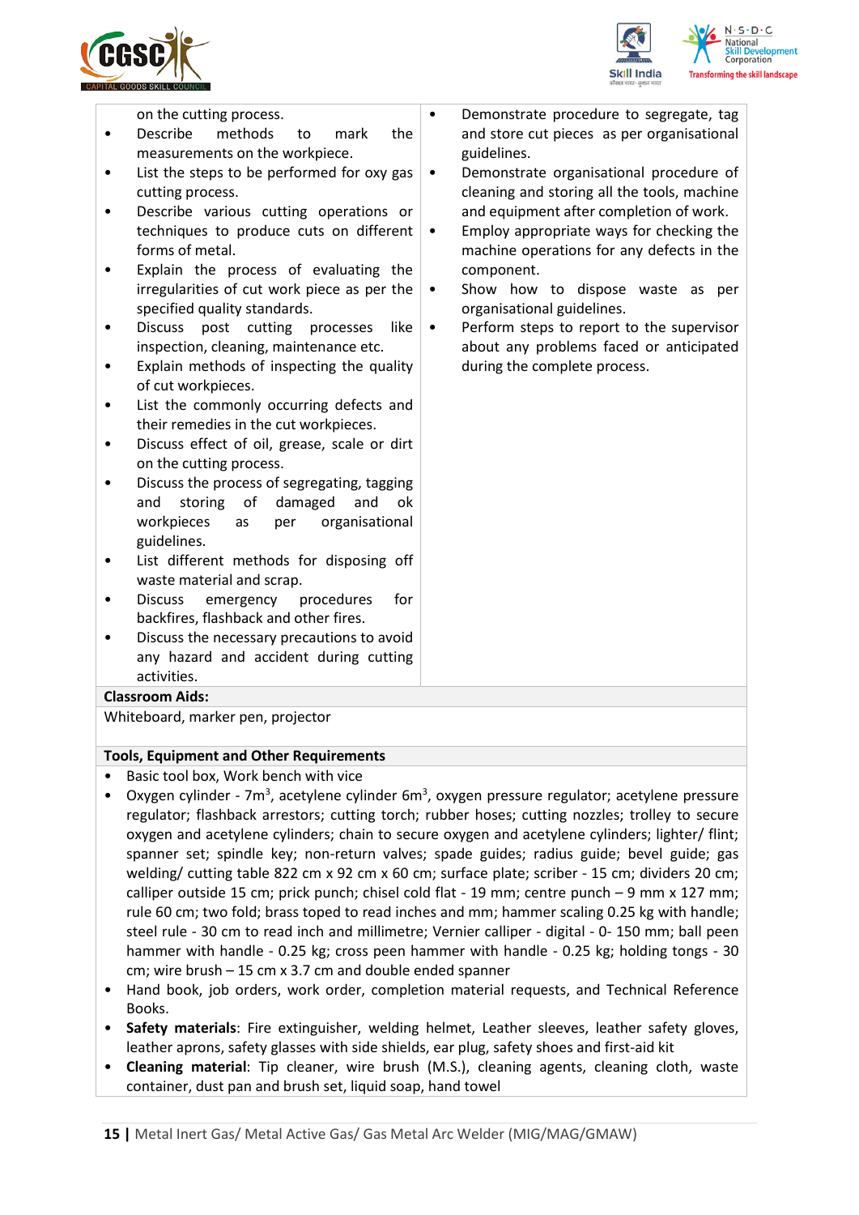| | |
|---|---|
| on the cutting process.<br>• Describe methods to mark the measurements on the workpiece.<br>• List the steps to be performed for oxy gas cutting process.<br>• Describe various cutting operations or techniques to produce cuts on different forms of metal.<br>• Explain the process of evaluating the irregularities of cut work piece as per the specified quality standards.<br>• Discuss post cutting processes like inspection, cleaning, maintenance etc.<br>• Explain methods of inspecting the quality of cut workpieces.<br>• List the commonly occurring defects and their remedies in the cut workpieces.<br>• Discuss effect of oil, grease, scale or dirt on the cutting process.<br>• Discuss the process of segregating, tagging and storing of damaged and ok workpieces as per organisational guidelines.<br>• List different methods for disposing off waste material and scrap.<br>• Discuss emergency procedures for backfires, flashback and other fires.<br>• Discuss the necessary precautions to avoid any hazard and accident during cutting activities. | • Demonstrate procedure to segregate, tag and store cut pieces as per organisational guidelines.<br>• Demonstrate organisational procedure of cleaning and storing all the tools, machine and equipment after completion of work.<br>• Employ appropriate ways for checking the machine operations for any defects in the component.<br>• Show how to dispose waste as per organisational guidelines.<br>• Perform steps to report to the supervisor about any problems faced or anticipated during the complete process. |

**Classroom Aids:**

Whiteboard, marker pen, projector

**Tools, Equipment and Other Requirements**

- Basic tool box, Work bench with vice
- Oxygen cylinder - 7m$^3$, acetylene cylinder 6m$^3$, oxygen pressure regulator; acetylene pressure regulator; flashback arrestors; cutting torch; rubber hoses; cutting nozzles; trolley to secure oxygen and acetylene cylinders; chain to secure oxygen and acetylene cylinders; lighter/ flint; spanner set; spindle key; non-return valves; spade guides; radius guide; bevel guide; gas welding/ cutting table 822 cm x 92 cm x 60 cm; surface plate; scriber - 15 cm; dividers 20 cm; calliper outside 15 cm; prick punch; chisel cold flat - 19 mm; centre punch – 9 mm x 127 mm; rule 60 cm; two fold; brass toped to read inches and mm; hammer scaling 0.25 kg with handle; steel rule - 30 cm to read inch and millimetre; Vernier calliper - digital - 0- 150 mm; ball peen hammer with handle - 0.25 kg; cross peen hammer with handle - 0.25 kg; holding tongs - 30 cm; wire brush – 15 cm x 3.7 cm and double ended spanner
- Hand book, job orders, work order, completion material requests, and Technical Reference Books.
- **Safety materials**: Fire extinguisher, welding helmet, Leather sleeves, leather safety gloves, leather aprons, safety glasses with side shields, ear plug, safety shoes and first-aid kit
- **Cleaning material**: Tip cleaner, wire brush (M.S.), cleaning agents, cleaning cloth, waste container, dust pan and brush set, liquid soap, hand towel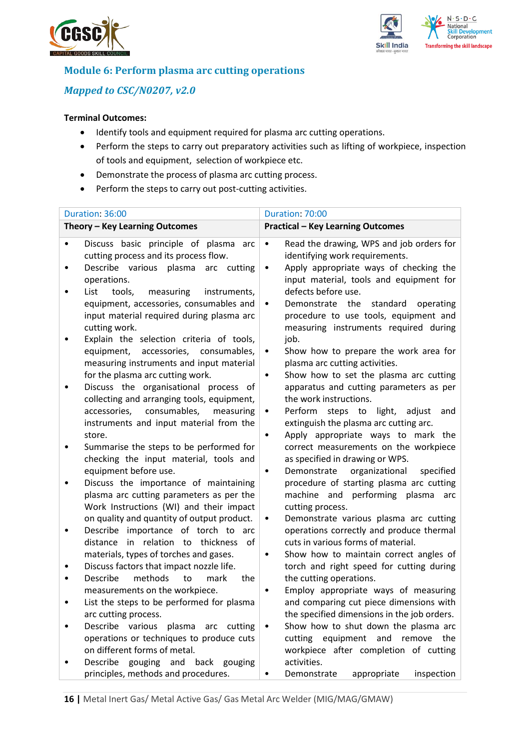### Module 6: Perform plasma arc cutting operations

*Mapped to CSC/N0207, v2.0*

**Terminal Outcomes:**

- Identify tools and equipment required for plasma arc cutting operations.
- Perform the steps to carry out preparatory activities such as lifting of workpiece, inspection of tools and equipment, selection of workpiece etc.
- Demonstrate the process of plasma arc cutting process.
- Perform the steps to carry out post-cutting activities.

| Duration: 36:00 | Duration: 70:00 |
|---|---|
| **Theory – Key Learning Outcomes** | **Practical – Key Learning Outcomes** |
| • Discuss basic principle of plasma arc cutting process and its process flow.<br>• Describe various plasma arc cutting operations.<br>• List tools, measuring instruments, equipment, accessories, consumables and input material required during plasma arc cutting work.<br>• Explain the selection criteria of tools, equipment, accessories, consumables, measuring instruments and input material for the plasma arc cutting work.<br>• Discuss the organisational process of collecting and arranging tools, equipment, accessories, consumables, measuring instruments and input material from the store.<br>• Summarise the steps to be performed for checking the input material, tools and equipment before use.<br>• Discuss the importance of maintaining plasma arc cutting parameters as per the Work Instructions (WI) and their impact on quality and quantity of output product.<br>• Describe importance of torch to arc distance in relation to thickness of materials, types of torches and gases.<br>• Discuss factors that impact nozzle life.<br>• Describe methods to mark the measurements on the workpiece.<br>• List the steps to be performed for plasma arc cutting process.<br>• Describe various plasma arc cutting operations or techniques to produce cuts on different forms of metal.<br>• Describe gouging and back gouging principles, methods and procedures. | • Read the drawing, WPS and job orders for identifying work requirements.<br>• Apply appropriate ways of checking the input material, tools and equipment for defects before use.<br>• Demonstrate the standard operating procedure to use tools, equipment and measuring instruments required during job.<br>• Show how to prepare the work area for plasma arc cutting activities.<br>• Show how to set the plasma arc cutting apparatus and cutting parameters as per the work instructions.<br>• Perform steps to light, adjust and extinguish the plasma arc cutting arc.<br>• Apply appropriate ways to mark the correct measurements on the workpiece as specified in drawing or WPS.<br>• Demonstrate organizational specified procedure of starting plasma arc cutting machine and performing plasma arc cutting process.<br>• Demonstrate various plasma arc cutting operations correctly and produce thermal cuts in various forms of material.<br>• Show how to maintain correct angles of torch and right speed for cutting during the cutting operations.<br>• Employ appropriate ways of measuring and comparing cut piece dimensions with the specified dimensions in the job orders.<br>• Show how to shut down the plasma arc cutting equipment and remove the workpiece after completion of cutting activities.<br>• Demonstrate appropriate inspection |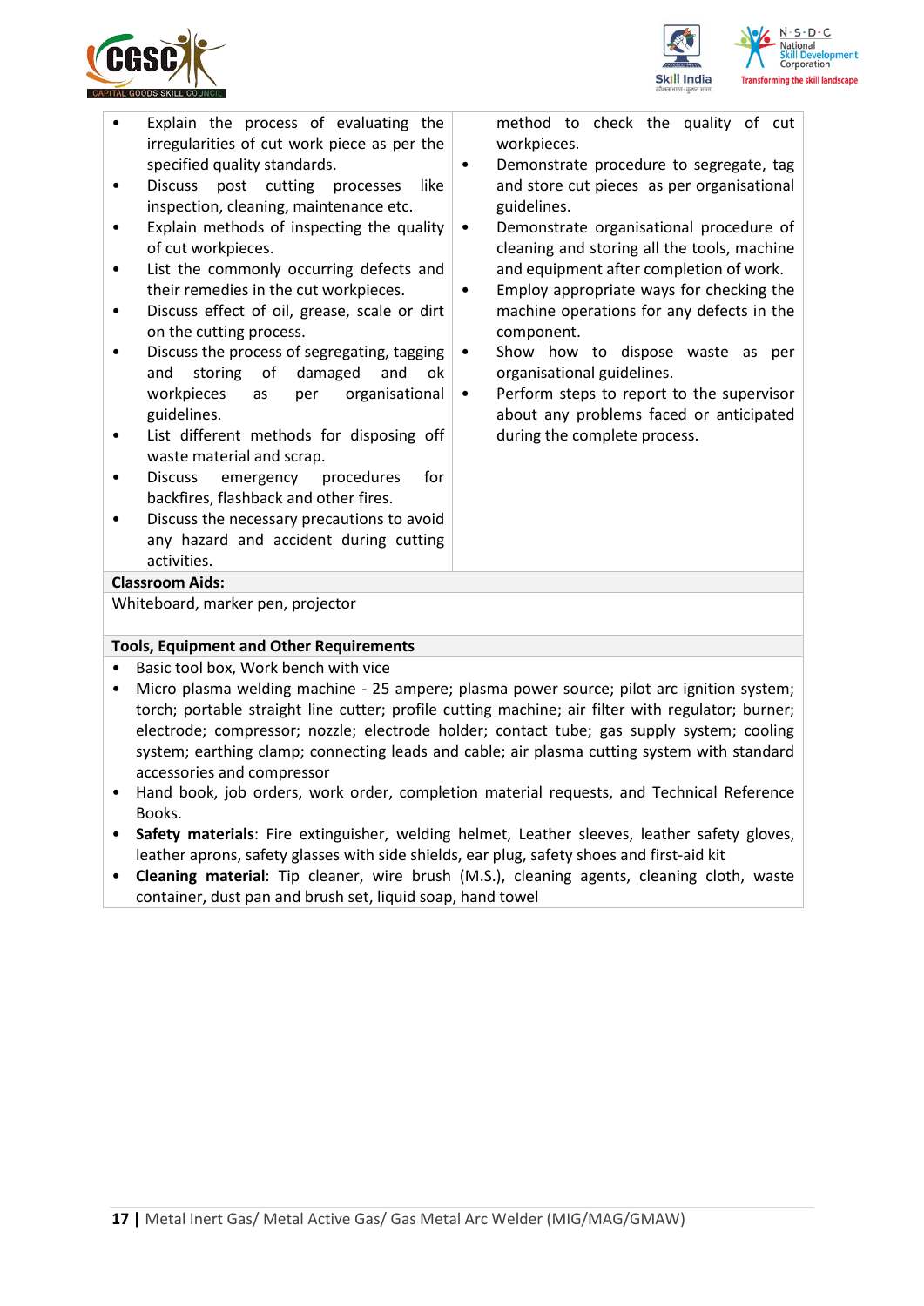| | |
|---|---|
| • Explain the process of evaluating the irregularities of cut work piece as per the specified quality standards.<br>• Discuss post cutting processes like inspection, cleaning, maintenance etc.<br>• Explain methods of inspecting the quality of cut workpieces.<br>• List the commonly occurring defects and their remedies in the cut workpieces.<br>• Discuss effect of oil, grease, scale or dirt on the cutting process.<br>• Discuss the process of segregating, tagging and storing of damaged and ok workpieces as per organisational guidelines.<br>• List different methods for disposing off waste material and scrap.<br>• Discuss emergency procedures for backfires, flashback and other fires.<br>• Discuss the necessary precautions to avoid any hazard and accident during cutting activities. | method to check the quality of cut workpieces.<br>• Demonstrate procedure to segregate, tag and store cut pieces as per organisational guidelines.<br>• Demonstrate organisational procedure of cleaning and storing all the tools, machine and equipment after completion of work.<br>• Employ appropriate ways for checking the machine operations for any defects in the component.<br>• Show how to dispose waste as per organisational guidelines.<br>• Perform steps to report to the supervisor about any problems faced or anticipated during the complete process. |

**Classroom Aids:**

Whiteboard, marker pen, projector

**Tools, Equipment and Other Requirements**

- Basic tool box, Work bench with vice
- Micro plasma welding machine - 25 ampere; plasma power source; pilot arc ignition system; torch; portable straight line cutter; profile cutting machine; air filter with regulator; burner; electrode; compressor; nozzle; electrode holder; contact tube; gas supply system; cooling system; earthing clamp; connecting leads and cable; air plasma cutting system with standard accessories and compressor
- Hand book, job orders, work order, completion material requests, and Technical Reference Books.
- **Safety materials**: Fire extinguisher, welding helmet, Leather sleeves, leather safety gloves, leather aprons, safety glasses with side shields, ear plug, safety shoes and first-aid kit
- **Cleaning material**: Tip cleaner, wire brush (M.S.), cleaning agents, cleaning cloth, waste container, dust pan and brush set, liquid soap, hand towel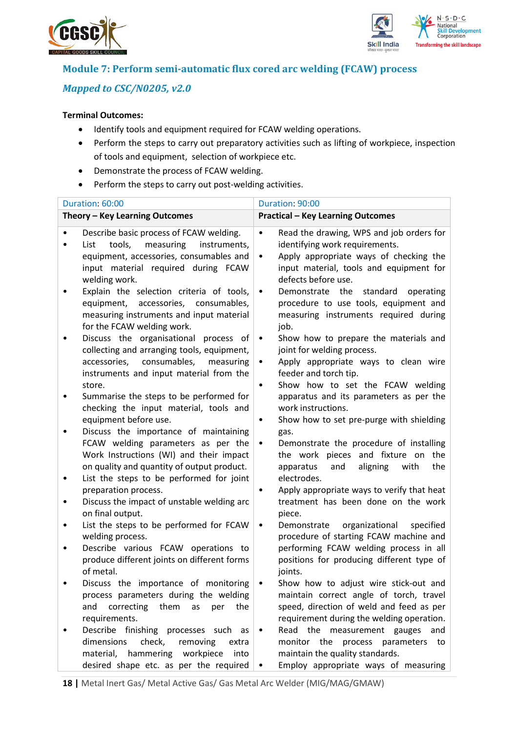## Module 7: Perform semi-automatic flux cored arc welding (FCAW) process

### *Mapped to CSC/N0205, v2.0*

**Terminal Outcomes:**

- Identify tools and equipment required for FCAW welding operations.
- Perform the steps to carry out preparatory activities such as lifting of workpiece, inspection of tools and equipment, selection of workpiece etc.
- Demonstrate the process of FCAW welding.
- Perform the steps to carry out post-welding activities.

| Duration: 60:00 | Duration: 90:00 |
|---|---|
| **Theory – Key Learning Outcomes** | **Practical – Key Learning Outcomes** |
| • Describe basic process of FCAW welding.<br>• List tools, measuring instruments, equipment, accessories, consumables and input material required during FCAW welding work.<br>• Explain the selection criteria of tools, equipment, accessories, consumables, measuring instruments and input material for the FCAW welding work.<br>• Discuss the organisational process of collecting and arranging tools, equipment, accessories, consumables, measuring instruments and input material from the store.<br>• Summarise the steps to be performed for checking the input material, tools and equipment before use.<br>• Discuss the importance of maintaining FCAW welding parameters as per the Work Instructions (WI) and their impact on quality and quantity of output product.<br>• List the steps to be performed for joint preparation process.<br>• Discuss the impact of unstable welding arc on final output.<br>• List the steps to be performed for FCAW welding process.<br>• Describe various FCAW operations to produce different joints on different forms of metal.<br>• Discuss the importance of monitoring process parameters during the welding and correcting them as per the requirements.<br>• Describe finishing processes such as dimensions check, removing extra material, hammering workpiece into desired shape etc. as per the required | • Read the drawing, WPS and job orders for identifying work requirements.<br>• Apply appropriate ways of checking the input material, tools and equipment for defects before use.<br>• Demonstrate the standard operating procedure to use tools, equipment and measuring instruments required during job.<br>• Show how to prepare the materials and joint for welding process.<br>• Apply appropriate ways to clean wire feeder and torch tip.<br>• Show how to set the FCAW welding apparatus and its parameters as per the work instructions.<br>• Show how to set pre-purge with shielding gas.<br>• Demonstrate the procedure of installing the work pieces and fixture on the apparatus and aligning with the electrodes.<br>• Apply appropriate ways to verify that heat treatment has been done on the work piece.<br>• Demonstrate organizational specified procedure of starting FCAW machine and performing FCAW welding process in all positions for producing different type of joints.<br>• Show how to adjust wire stick-out and maintain correct angle of torch, travel speed, direction of weld and feed as per requirement during the welding operation.<br>• Read the measurement gauges and monitor the process parameters to maintain the quality standards.<br>• Employ appropriate ways of measuring |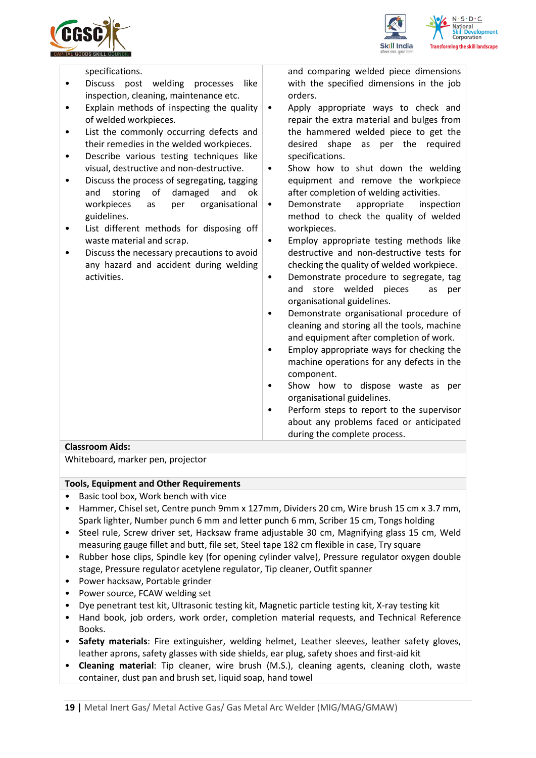| | |
|---|---|
| specifications.<br>• Discuss post welding processes like inspection, cleaning, maintenance etc.<br>• Explain methods of inspecting the quality of welded workpieces.<br>• List the commonly occurring defects and their remedies in the welded workpieces.<br>• Describe various testing techniques like visual, destructive and non-destructive.<br>• Discuss the process of segregating, tagging and storing of damaged and ok workpieces as per organisational guidelines.<br>• List different methods for disposing off waste material and scrap.<br>• Discuss the necessary precautions to avoid any hazard and accident during welding activities. | and comparing welded piece dimensions with the specified dimensions in the job orders.<br>• Apply appropriate ways to check and repair the extra material and bulges from the hammered welded piece to get the desired shape as per the required specifications.<br>• Show how to shut down the welding equipment and remove the workpiece after completion of welding activities.<br>• Demonstrate appropriate inspection method to check the quality of welded workpieces.<br>• Employ appropriate testing methods like destructive and non-destructive tests for checking the quality of welded workpiece.<br>• Demonstrate procedure to segregate, tag and store welded pieces as per organisational guidelines.<br>• Demonstrate organisational procedure of cleaning and storing all the tools, machine and equipment after completion of work.<br>• Employ appropriate ways for checking the machine operations for any defects in the component.<br>• Show how to dispose waste as per organisational guidelines.<br>• Perform steps to report to the supervisor about any problems faced or anticipated during the complete process. |

**Classroom Aids:**

Whiteboard, marker pen, projector

**Tools, Equipment and Other Requirements**

- Basic tool box, Work bench with vice
- Hammer, Chisel set, Centre punch 9mm x 127mm, Dividers 20 cm, Wire brush 15 cm x 3.7 mm, Spark lighter, Number punch 6 mm and letter punch 6 mm, Scriber 15 cm, Tongs holding
- Steel rule, Screw driver set, Hacksaw frame adjustable 30 cm, Magnifying glass 15 cm, Weld measuring gauge fillet and butt, file set, Steel tape 182 cm flexible in case, Try square
- Rubber hose clips, Spindle key (for opening cylinder valve), Pressure regulator oxygen double stage, Pressure regulator acetylene regulator, Tip cleaner, Outfit spanner
- Power hacksaw, Portable grinder
- Power source, FCAW welding set
- Dye penetrant test kit, Ultrasonic testing kit, Magnetic particle testing kit, X-ray testing kit
- Hand book, job orders, work order, completion material requests, and Technical Reference Books.
- **Safety materials**: Fire extinguisher, welding helmet, Leather sleeves, leather safety gloves, leather aprons, safety glasses with side shields, ear plug, safety shoes and first-aid kit
- **Cleaning material**: Tip cleaner, wire brush (M.S.), cleaning agents, cleaning cloth, waste container, dust pan and brush set, liquid soap, hand towel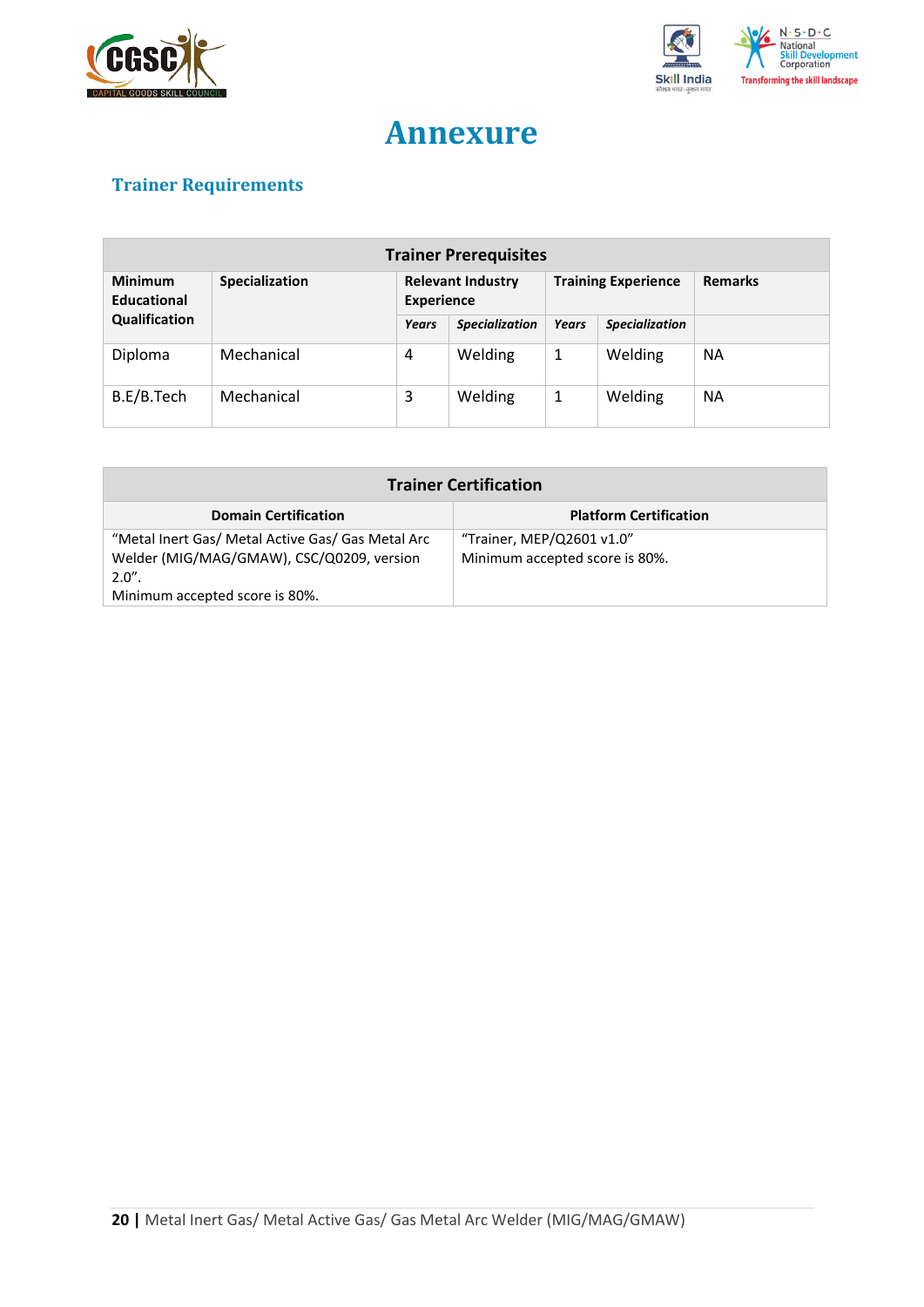# Annexure

## Trainer Requirements

| Trainer Prerequisites | | | | | | |
|---|---|---|---|---|---|---|
| **Minimum Educational Qualification** | **Specialization** | **Relevant Industry Experience** | | **Training Experience** | | **Remarks** |
| | | ***Years*** | ***Specialization*** | ***Years*** | ***Specialization*** | |
| Diploma | Mechanical | 4 | Welding | 1 | Welding | NA |
| B.E/B.Tech | Mechanical | 3 | Welding | 1 | Welding | NA |

| Trainer Certification | |
|---|---|
| **Domain Certification** | **Platform Certification** |
| "Metal Inert Gas/ Metal Active Gas/ Gas Metal Arc Welder (MIG/MAG/GMAW), CSC/Q0209, version 2.0". Minimum accepted score is 80%. | "Trainer, MEP/Q2601 v1.0" Minimum accepted score is 80%. |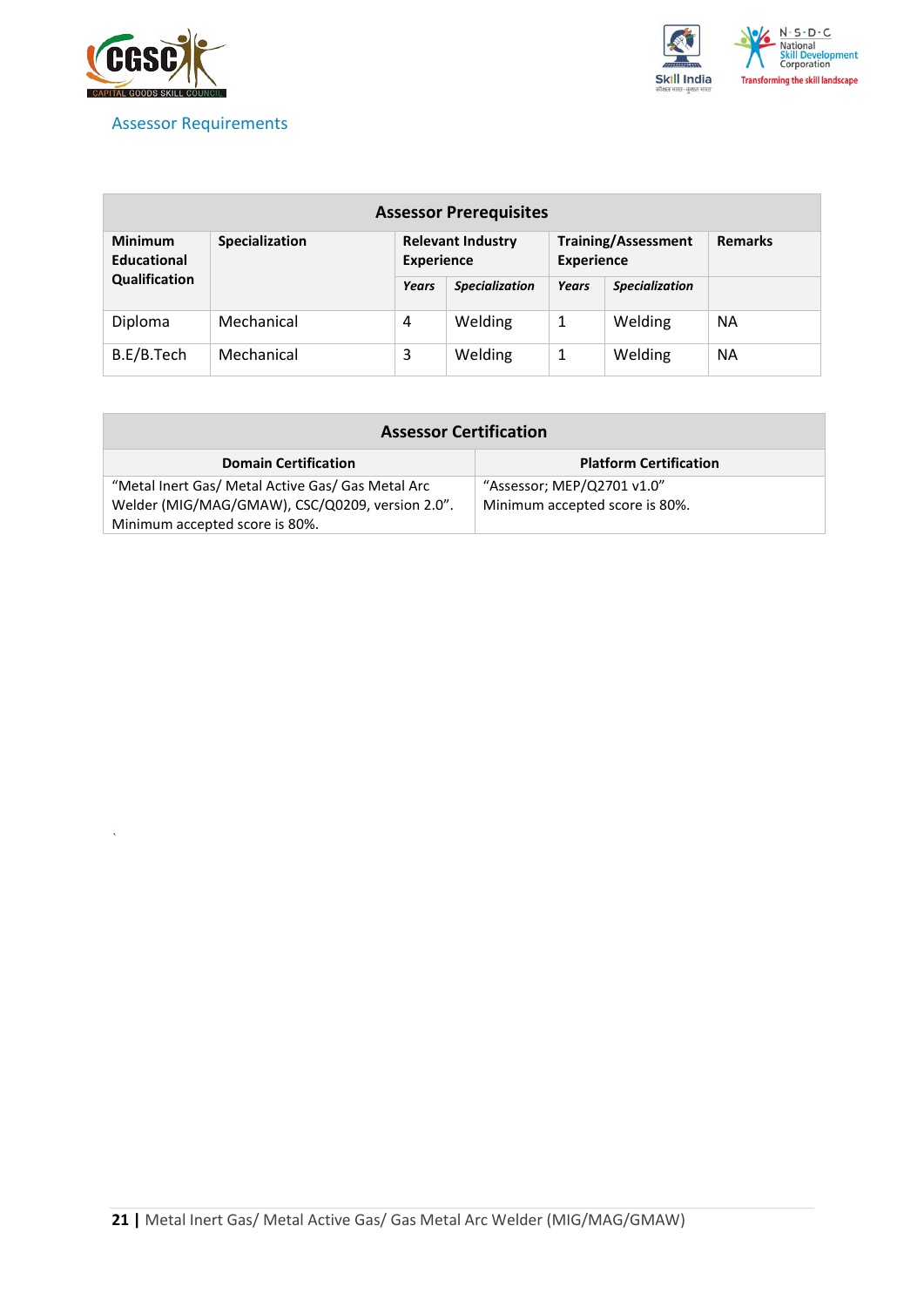## Assessor Requirements

| Assessor Prerequisites | | | | | | |
|---|---|---|---|---|---|---|
| **Minimum Educational Qualification** | **Specialization** | **Relevant Industry Experience** | | **Training/Assessment Experience** | | **Remarks** |
| | | ***Years*** | ***Specialization*** | ***Years*** | ***Specialization*** | |
| Diploma | Mechanical | 4 | Welding | 1 | Welding | NA |
| B.E/B.Tech | Mechanical | 3 | Welding | 1 | Welding | NA |

| Assessor Certification | |
|---|---|
| **Domain Certification** | **Platform Certification** |
| "Metal Inert Gas/ Metal Active Gas/ Gas Metal Arc Welder (MIG/MAG/GMAW), CSC/Q0209, version 2.0". Minimum accepted score is 80%. | "Assessor; MEP/Q2701 v1.0" Minimum accepted score is 80%. |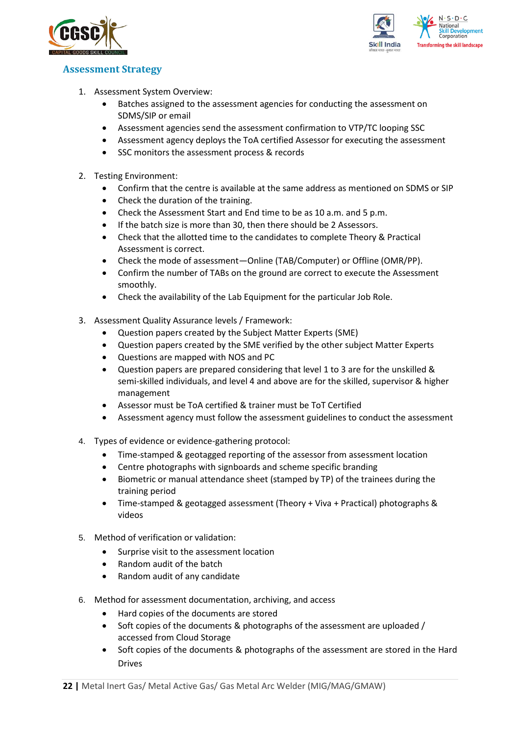## Assessment Strategy

1. Assessment System Overview:
    - Batches assigned to the assessment agencies for conducting the assessment on SDMS/SIP or email
    - Assessment agencies send the assessment confirmation to VTP/TC looping SSC
    - Assessment agency deploys the ToA certified Assessor for executing the assessment
    - SSC monitors the assessment process & records

2. Testing Environment:
    - Confirm that the centre is available at the same address as mentioned on SDMS or SIP
    - Check the duration of the training.
    - Check the Assessment Start and End time to be as 10 a.m. and 5 p.m.
    - If the batch size is more than 30, then there should be 2 Assessors.
    - Check that the allotted time to the candidates to complete Theory & Practical Assessment is correct.
    - Check the mode of assessment—Online (TAB/Computer) or Offline (OMR/PP).
    - Confirm the number of TABs on the ground are correct to execute the Assessment smoothly.
    - Check the availability of the Lab Equipment for the particular Job Role.

3. Assessment Quality Assurance levels / Framework:
    - Question papers created by the Subject Matter Experts (SME)
    - Question papers created by the SME verified by the other subject Matter Experts
    - Questions are mapped with NOS and PC
    - Question papers are prepared considering that level 1 to 3 are for the unskilled & semi-skilled individuals, and level 4 and above are for the skilled, supervisor & higher management
    - Assessor must be ToA certified & trainer must be ToT Certified
    - Assessment agency must follow the assessment guidelines to conduct the assessment

4. Types of evidence or evidence-gathering protocol:
    - Time-stamped & geotagged reporting of the assessor from assessment location
    - Centre photographs with signboards and scheme specific branding
    - Biometric or manual attendance sheet (stamped by TP) of the trainees during the training period
    - Time-stamped & geotagged assessment (Theory + Viva + Practical) photographs & videos

5. Method of verification or validation:
    - Surprise visit to the assessment location
    - Random audit of the batch
    - Random audit of any candidate

6. Method for assessment documentation, archiving, and access
    - Hard copies of the documents are stored
    - Soft copies of the documents & photographs of the assessment are uploaded / accessed from Cloud Storage
    - Soft copies of the documents & photographs of the assessment are stored in the Hard Drives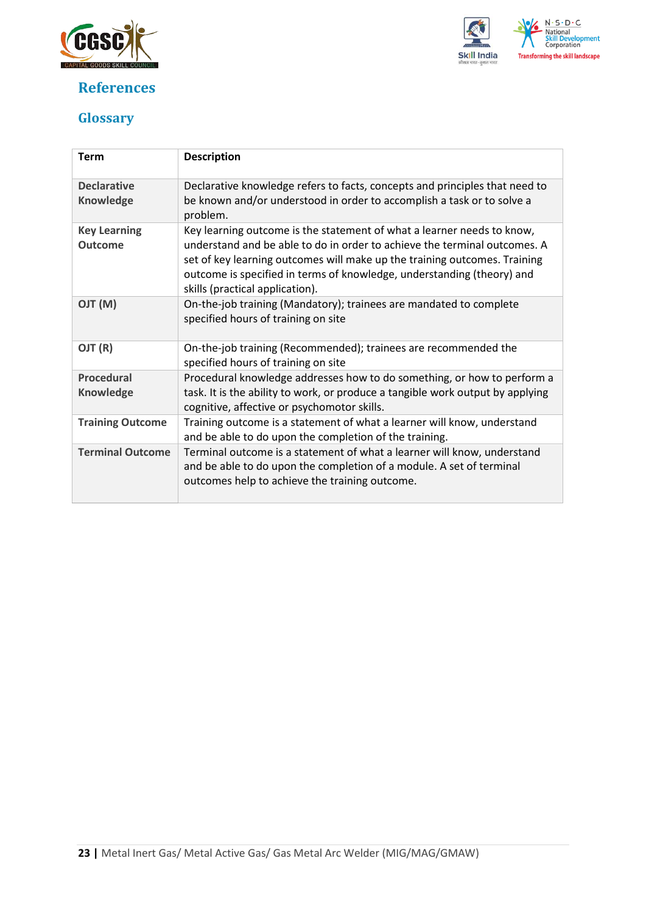# References

## Glossary

| Term | Description |
|---|---|
| **Declarative Knowledge** | Declarative knowledge refers to facts, concepts and principles that need to be known and/or understood in order to accomplish a task or to solve a problem. |
| **Key Learning Outcome** | Key learning outcome is the statement of what a learner needs to know, understand and be able to do in order to achieve the terminal outcomes. A set of key learning outcomes will make up the training outcomes. Training outcome is specified in terms of knowledge, understanding (theory) and skills (practical application). |
| **OJT (M)** | On-the-job training (Mandatory); trainees are mandated to complete specified hours of training on site |
| **OJT (R)** | On-the-job training (Recommended); trainees are recommended the specified hours of training on site |
| **Procedural Knowledge** | Procedural knowledge addresses how to do something, or how to perform a task. It is the ability to work, or produce a tangible work output by applying cognitive, affective or psychomotor skills. |
| **Training Outcome** | Training outcome is a statement of what a learner will know, understand and be able to do upon the completion of the training. |
| **Terminal Outcome** | Terminal outcome is a statement of what a learner will know, understand and be able to do upon the completion of a module. A set of terminal outcomes help to achieve the training outcome. |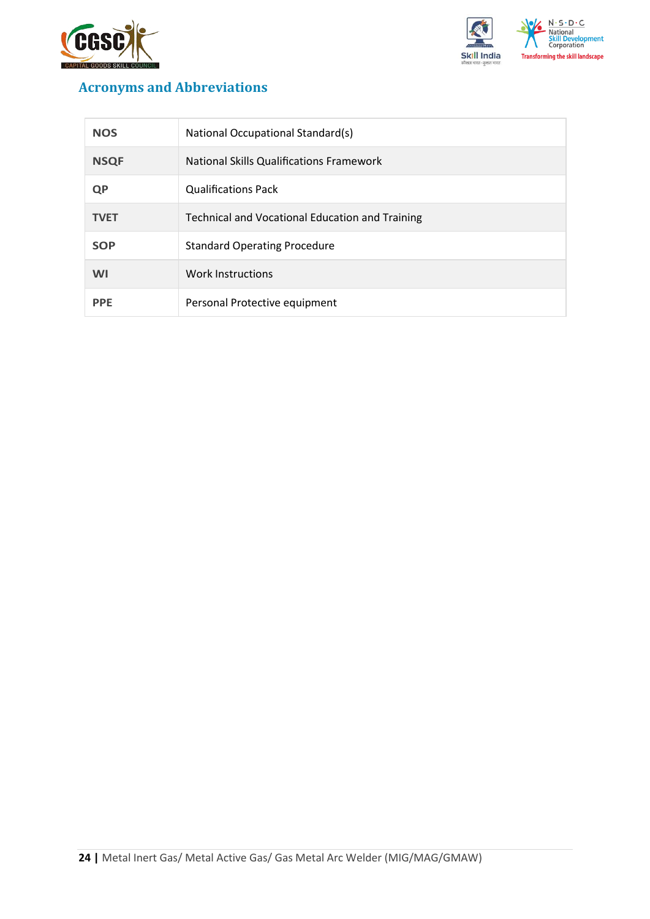## Acronyms and Abbreviations

| | |
|---|---|
| **NOS** | National Occupational Standard(s) |
| **NSQF** | National Skills Qualifications Framework |
| **QP** | Qualifications Pack |
| **TVET** | Technical and Vocational Education and Training |
| **SOP** | Standard Operating Procedure |
| **WI** | Work Instructions |
| **PPE** | Personal Protective equipment |